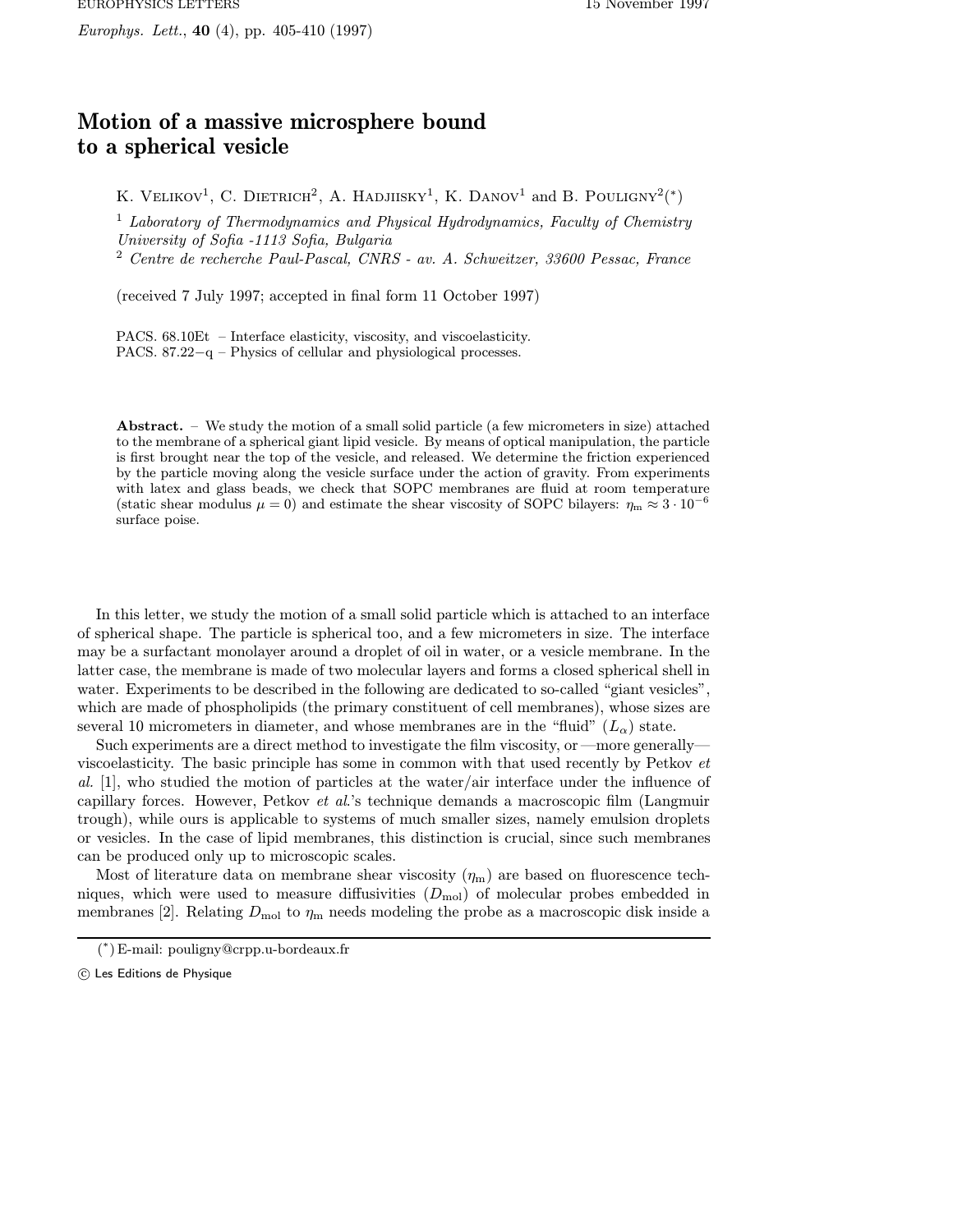# Motion of a massive microsphere bound to a spherical vesicle

K. Velikov[1], C. Dietrich[2], A. Hadjiisky[1], K. Danov[1] and B. Pouligny[2](*)

[1] *Laboratory of Thermodynamics and Physical Hydrodynamics, Faculty of Chemistry University of Sofia -1113 Sofia, Bulgaria*
[2] *Centre de recherche Paul-Pascal, CNRS - av. A. Schweitzer, 33600 Pessac, France*

(received 7 July 1997; accepted in final form 11 October 1997)

PACS. 68.10Et – Interface elasticity, viscosity, and viscoelasticity.
PACS. 87.22−q – Physics of cellular and physiological processes.

**Abstract.** – We study the motion of a small solid particle (a few micrometers in size) attached to the membrane of a spherical giant lipid vesicle. By means of optical manipulation, the particle is first brought near the top of the vesicle, and released. We determine the friction experienced by the particle moving along the vesicle surface under the action of gravity. From experiments with latex and glass beads, we check that SOPC membranes are fluid at room temperature (static shear modulus $\mu = 0$) and estimate the shear viscosity of SOPC bilayers: $\eta_{\mathrm{m}} \approx 3 \cdot 10^{-6}$ surface poise.

In this letter, we study the motion of a small solid particle which is attached to an interface of spherical shape. The particle is spherical too, and a few micrometers in size. The interface may be a surfactant monolayer around a droplet of oil in water, or a vesicle membrane. In the latter case, the membrane is made of two molecular layers and forms a closed spherical shell in water. Experiments to be described in the following are dedicated to so-called "giant vesicles", which are made of phospholipids (the primary constituent of cell membranes), whose sizes are several 10 micrometers in diameter, and whose membranes are in the "fluid" ($L_\alpha$) state.

Such experiments are a direct method to investigate the film viscosity, or —more generally— viscoelasticity. The basic principle has some in common with that used recently by Petkov *et al.* [1], who studied the motion of particles at the water/air interface under the influence of capillary forces. However, Petkov *et al.*'s technique demands a macroscopic film (Langmuir trough), while ours is applicable to systems of much smaller sizes, namely emulsion droplets or vesicles. In the case of lipid membranes, this distinction is crucial, since such membranes can be produced only up to microscopic scales.

Most of literature data on membrane shear viscosity ($\eta_{\mathrm{m}}$) are based on fluorescence techniques, which were used to measure diffusivities ($D_{\mathrm{mol}}$) of molecular probes embedded in membranes [2]. Relating $D_{\mathrm{mol}}$ to $\eta_{\mathrm{m}}$ needs modeling the probe as a macroscopic disk inside a

(*) E-mail: pouligny@crpp.u-bordeaux.fr

© Les Editions de Physique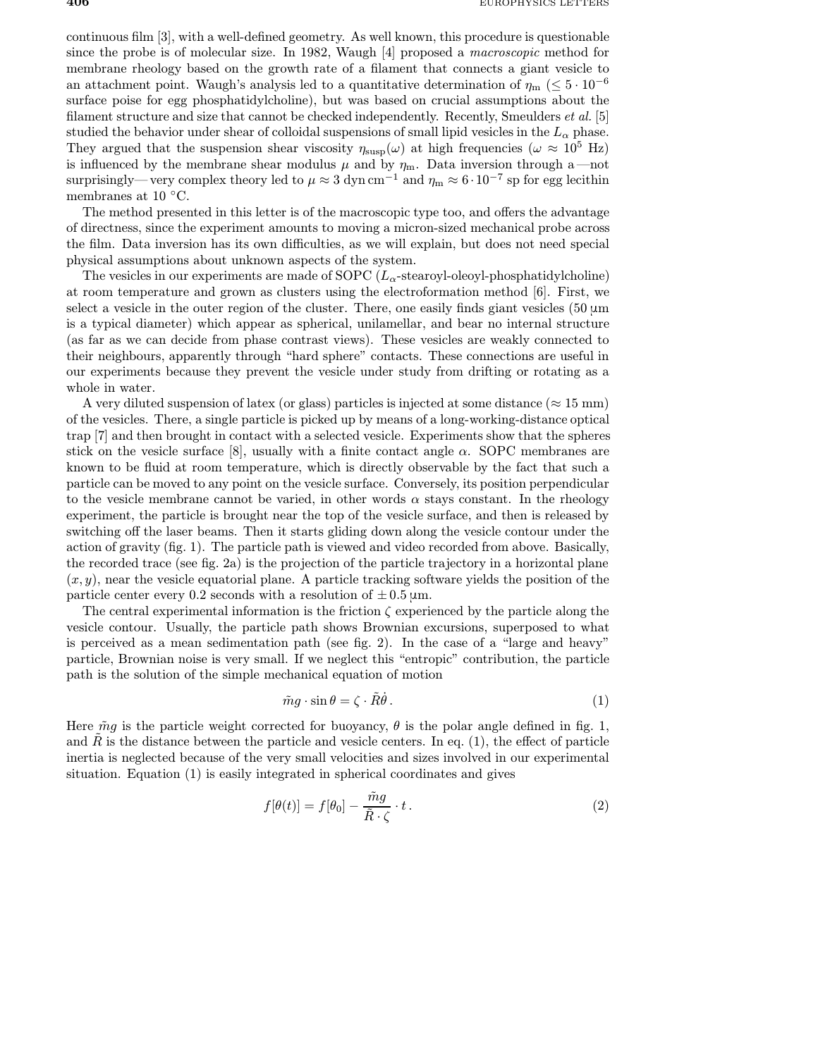continuous film [3], with a well-defined geometry. As well known, this procedure is questionable since the probe is of molecular size. In 1982, Waugh [4] proposed a *macroscopic* method for membrane rheology based on the growth rate of a filament that connects a giant vesicle to an attachment point. Waugh's analysis led to a quantitative determination of $\eta_{\mathrm{m}}$ ($\leq 5 \cdot 10^{-6}$ surface poise for egg phosphatidylcholine), but was based on crucial assumptions about the filament structure and size that cannot be checked independently. Recently, Smeulders *et al.* [5] studied the behavior under shear of colloidal suspensions of small lipid vesicles in the $L_\alpha$ phase. They argued that the suspension shear viscosity $\eta_{\mathrm{susp}}(\omega)$ at high frequencies ($\omega \approx 10^5$ Hz) is influenced by the membrane shear modulus $\mu$ and by $\eta_{\mathrm{m}}$. Data inversion through a —not surprisingly— very complex theory led to $\mu \approx 3$ dyn cm$^{-1}$ and $\eta_{\mathrm{m}} \approx 6 \cdot 10^{-7}$ sp for egg lecithin membranes at 10 °C.

The method presented in this letter is of the macroscopic type too, and offers the advantage of directness, since the experiment amounts to moving a micron-sized mechanical probe across the film. Data inversion has its own difficulties, as we will explain, but does not need special physical assumptions about unknown aspects of the system.

The vesicles in our experiments are made of SOPC ($L_\alpha$-stearoyl-oleoyl-phosphatidylcholine) at room temperature and grown as clusters using the electroformation method [6]. First, we select a vesicle in the outer region of the cluster. There, one easily finds giant vesicles (50 µm is a typical diameter) which appear as spherical, unilamellar, and bear no internal structure (as far as we can decide from phase contrast views). These vesicles are weakly connected to their neighbours, apparently through "hard sphere" contacts. These connections are useful in our experiments because they prevent the vesicle under study from drifting or rotating as a whole in water.

A very diluted suspension of latex (or glass) particles is injected at some distance ($\approx 15$ mm) of the vesicles. There, a single particle is picked up by means of a long-working-distance optical trap [7] and then brought in contact with a selected vesicle. Experiments show that the spheres stick on the vesicle surface [8], usually with a finite contact angle $\alpha$. SOPC membranes are known to be fluid at room temperature, which is directly observable by the fact that such a particle can be moved to any point on the vesicle surface. Conversely, its position perpendicular to the vesicle membrane cannot be varied, in other words $\alpha$ stays constant. In the rheology experiment, the particle is brought near the top of the vesicle surface, and then is released by switching off the laser beams. Then it starts gliding down along the vesicle contour under the action of gravity (fig. 1). The particle path is viewed and video recorded from above. Basically, the recorded trace (see fig. 2a) is the projection of the particle trajectory in a horizontal plane $(x, y)$, near the vesicle equatorial plane. A particle tracking software yields the position of the particle center every 0.2 seconds with a resolution of $\pm 0.5$ µm.

The central experimental information is the friction $\zeta$ experienced by the particle along the vesicle contour. Usually, the particle path shows Brownian excursions, superposed to what is perceived as a mean sedimentation path (see fig. 2). In the case of a "large and heavy" particle, Brownian noise is very small. If we neglect this "entropic" contribution, the particle path is the solution of the simple mechanical equation of motion

$$\tilde{m}g \cdot \sin\theta = \zeta \cdot \tilde{R}\dot{\theta}\,. \tag{1}$$

Here $\tilde{m}g$ is the particle weight corrected for buoyancy, $\theta$ is the polar angle defined in fig. 1, and $\tilde{R}$ is the distance between the particle and vesicle centers. In eq. (1), the effect of particle inertia is neglected because of the very small velocities and sizes involved in our experimental situation. Equation (1) is easily integrated in spherical coordinates and gives

$$f[\theta(t)] = f[\theta_0] - \frac{\tilde{m}g}{\tilde{R} \cdot \zeta} \cdot t\,. \tag{2}$$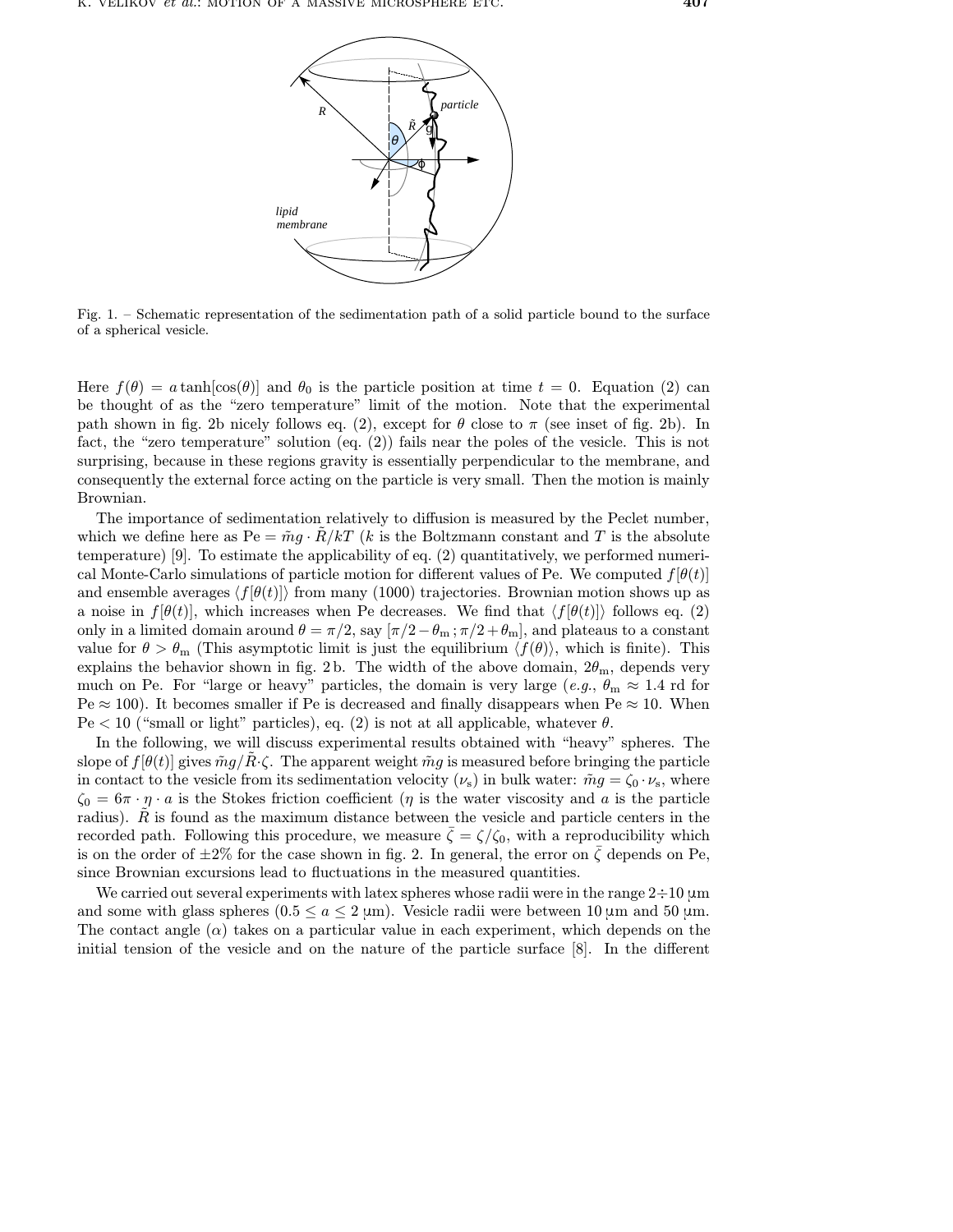Fig. 1. – Schematic representation of the sedimentation path of a solid particle bound to the surface of a spherical vesicle.

Here $f(\theta) = a\tanh[\cos(\theta)]$ and $\theta_0$ is the particle position at time $t = 0$. Equation (2) can be thought of as the "zero temperature" limit of the motion. Note that the experimental path shown in fig. 2b nicely follows eq. (2), except for $\theta$ close to $\pi$ (see inset of fig. 2b). In fact, the "zero temperature" solution (eq. (2)) fails near the poles of the vesicle. This is not surprising, because in these regions gravity is essentially perpendicular to the membrane, and consequently the external force acting on the particle is very small. Then the motion is mainly Brownian.

The importance of sedimentation relatively to diffusion is measured by the Peclet number, which we define here as $\mathrm{Pe} = \tilde{m}g \cdot \tilde{R}/kT$ ($k$ is the Boltzmann constant and $T$ is the absolute temperature) [9]. To estimate the applicability of eq. (2) quantitatively, we performed numerical Monte-Carlo simulations of particle motion for different values of Pe. We computed $f[\theta(t)]$ and ensemble averages $\langle f[\theta(t)]\rangle$ from many (1000) trajectories. Brownian motion shows up as a noise in $f[\theta(t)]$, which increases when Pe decreases. We find that $\langle f[\theta(t)]\rangle$ follows eq. (2) only in a limited domain around $\theta = \pi/2$, say $[\pi/2 - \theta_\mathrm{m}\,;\pi/2 + \theta_\mathrm{m}]$, and plateaus to a constant value for $\theta > \theta_\mathrm{m}$ (This asymptotic limit is just the equilibrium $\langle f(\theta)\rangle$, which is finite). This explains the behavior shown in fig. 2b. The width of the above domain, $2\theta_\mathrm{m}$, depends very much on Pe. For "large or heavy" particles, the domain is very large (*e.g.*, $\theta_\mathrm{m} \approx 1.4$ rd for $\mathrm{Pe} \approx 100$). It becomes smaller if Pe is decreased and finally disappears when $\mathrm{Pe} \approx 10$. When $\mathrm{Pe} < 10$ ("small or light" particles), eq. (2) is not at all applicable, whatever $\theta$.

In the following, we will discuss experimental results obtained with "heavy" spheres. The slope of $f[\theta(t)]$ gives $\tilde{m}g/\tilde{R}\cdot\zeta$. The apparent weight $\tilde{m}g$ is measured before bringing the particle in contact to the vesicle from its sedimentation velocity ($\nu_\mathrm{s}$) in bulk water: $\tilde{m}g = \zeta_0 \cdot \nu_\mathrm{s}$, where $\zeta_0 = 6\pi \cdot \eta \cdot a$ is the Stokes friction coefficient ($\eta$ is the water viscosity and $a$ is the particle radius). $\tilde{R}$ is found as the maximum distance between the vesicle and particle centers in the recorded path. Following this procedure, we measure $\bar{\zeta} = \zeta/\zeta_0$, with a reproducibility which is on the order of $\pm 2\%$ for the case shown in fig. 2. In general, the error on $\bar{\zeta}$ depends on Pe, since Brownian excursions lead to fluctuations in the measured quantities.

We carried out several experiments with latex spheres whose radii were in the range $2 \div 10$ µm and some with glass spheres ($0.5 \le a \le 2$ µm). Vesicle radii were between 10 µm and 50 µm. The contact angle ($\alpha$) takes on a particular value in each experiment, which depends on the initial tension of the vesicle and on the nature of the particle surface [8]. In the different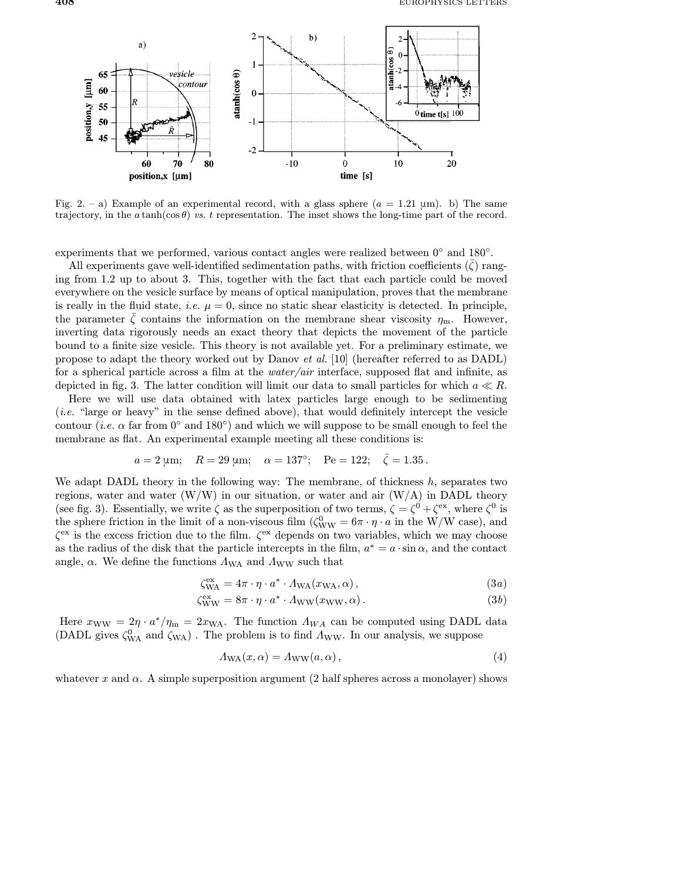Fig. 2. – a) Example of an experimental record, with a glass sphere ($a = 1.21$ μm). b) The same trajectory, in the $a \tanh(\cos\theta)$ *vs.* $t$ representation. The inset shows the long-time part of the record.

experiments that we performed, various contact angles were realized between 0° and 180°.

All experiments gave well-identified sedimentation paths, with friction coefficients ($\bar{\zeta}$) ranging from 1.2 up to about 3. This, together with the fact that each particle could be moved everywhere on the vesicle surface by means of optical manipulation, proves that the membrane is really in the fluid state, *i.e.* $\mu = 0$, since no static shear elasticity is detected. In principle, the parameter $\bar{\zeta}$ contains the information on the membrane shear viscosity $\eta_{\rm m}$. However, inverting data rigorously needs an exact theory that depicts the movement of the particle bound to a finite size vesicle. This theory is not available yet. For a preliminary estimate, we propose to adapt the theory worked out by Danov *et al.* [10] (hereafter referred to as DADL) for a spherical particle across a film at the *water/air* interface, supposed flat and infinite, as depicted in fig. 3. The latter condition will limit our data to small particles for which $a \ll R$.

Here we will use data obtained with latex particles large enough to be sedimenting (*i.e.* "large or heavy" in the sense defined above), that would definitely intercept the vesicle contour (*i.e.* $\alpha$ far from 0° and 180°) and which we will suppose to be small enough to feel the membrane as flat. An experimental example meeting all these conditions is:

$$a = 2\ \mu\text{m};\quad R = 29\ \mu\text{m};\quad \alpha = 137°;\quad \text{Pe} = 122;\quad \bar{\zeta} = 1.35\,.$$

We adapt DADL theory in the following way: The membrane, of thickness $h$, separates two regions, water and water (W/W) in our situation, or water and air (W/A) in DADL theory (see fig. 3). Essentially, we write $\zeta$ as the superposition of two terms, $\zeta = \zeta^0 + \zeta^{\rm ex}$, where $\zeta^0$ is the sphere friction in the limit of a non-viscous film ($\zeta^0_{\rm WW} = 6\pi\cdot\eta\cdot a$ in the W/W case), and $\zeta^{\rm ex}$ is the excess friction due to the film. $\zeta^{\rm ex}$ depends on two variables, which we may choose as the radius of the disk that the particle intercepts in the film, $a^* = a\cdot\sin\alpha$, and the contact angle, $\alpha$. We define the functions $\Lambda_{\rm WA}$ and $\Lambda_{\rm WW}$ such that

$$\zeta^{\rm ex}_{\rm WA} = 4\pi\cdot\eta\cdot a^*\cdot\Lambda_{\rm WA}(x_{\rm WA},\alpha)\,, \tag{3a}$$

$$\zeta^{\rm ex}_{\rm WW} = 8\pi\cdot\eta\cdot a^*\cdot\Lambda_{\rm WW}(x_{\rm WW},\alpha)\,. \tag{3b}$$

Here $x_{\rm WW} = 2\eta\cdot a^*/\eta_{\rm m} = 2x_{\rm WA}$. The function $\Lambda_{WA}$ can be computed using DADL data (DADL gives $\zeta^0_{\rm WA}$ and $\zeta_{\rm WA}$) . The problem is to find $\Lambda_{\rm WW}$. In our analysis, we suppose

$$\Lambda_{\rm WA}(x,\alpha) = \Lambda_{\rm WW}(a,\alpha)\,, \tag{4}$$

whatever $x$ and $\alpha$. A simple superposition argument (2 half spheres across a monolayer) shows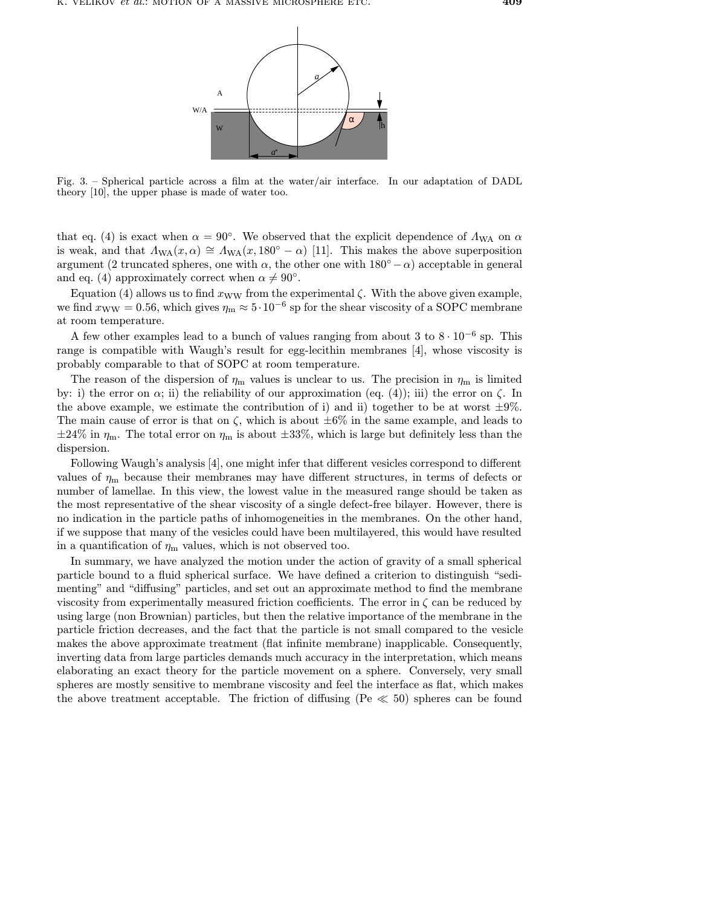Fig. 3. – Spherical particle across a film at the water/air interface. In our adaptation of DADL theory [10], the upper phase is made of water too.

that eq. (4) is exact when $\alpha = 90°$. We observed that the explicit dependence of $\Lambda_{\mathrm{WA}}$ on $\alpha$ is weak, and that $\Lambda_{\mathrm{WA}}(x, \alpha) \cong \Lambda_{\mathrm{WA}}(x, 180° - \alpha)$ [11]. This makes the above superposition argument (2 truncated spheres, one with $\alpha$, the other one with $180° - \alpha$) acceptable in general and eq. (4) approximately correct when $\alpha \neq 90°$.

Equation (4) allows us to find $x_{\mathrm{WW}}$ from the experimental $\zeta$. With the above given example, we find $x_{\mathrm{WW}} = 0.56$, which gives $\eta_{\mathrm{m}} \approx 5 \cdot 10^{-6}$ sp for the shear viscosity of a SOPC membrane at room temperature.

A few other examples lead to a bunch of values ranging from about 3 to $8 \cdot 10^{-6}$ sp. This range is compatible with Waugh's result for egg-lecithin membranes [4], whose viscosity is probably comparable to that of SOPC at room temperature.

The reason of the dispersion of $\eta_{\mathrm{m}}$ values is unclear to us. The precision in $\eta_{\mathrm{m}}$ is limited by: i) the error on $\alpha$; ii) the reliability of our approximation (eq. (4)); iii) the error on $\zeta$. In the above example, we estimate the contribution of i) and ii) together to be at worst $\pm 9\%$. The main cause of error is that on $\zeta$, which is about $\pm 6\%$ in the same example, and leads to $\pm 24\%$ in $\eta_{\mathrm{m}}$. The total error on $\eta_{\mathrm{m}}$ is about $\pm 33\%$, which is large but definitely less than the dispersion.

Following Waugh's analysis [4], one might infer that different vesicles correspond to different values of $\eta_{\mathrm{m}}$ because their membranes may have different structures, in terms of defects or number of lamellae. In this view, the lowest value in the measured range should be taken as the most representative of the shear viscosity of a single defect-free bilayer. However, there is no indication in the particle paths of inhomogeneities in the membranes. On the other hand, if we suppose that many of the vesicles could have been multilayered, this would have resulted in a quantification of $\eta_{\mathrm{m}}$ values, which is not observed too.

In summary, we have analyzed the motion under the action of gravity of a small spherical particle bound to a fluid spherical surface. We have defined a criterion to distinguish "sedimenting" and "diffusing" particles, and set out an approximate method to find the membrane viscosity from experimentally measured friction coefficients. The error in $\zeta$ can be reduced by using large (non Brownian) particles, but then the relative importance of the membrane in the particle friction decreases, and the fact that the particle is not small compared to the vesicle makes the above approximate treatment (flat infinite membrane) inapplicable. Consequently, inverting data from large particles demands much accuracy in the interpretation, which means elaborating an exact theory for the particle movement on a sphere. Conversely, very small spheres are mostly sensitive to membrane viscosity and feel the interface as flat, which makes the above treatment acceptable. The friction of diffusing ($\mathrm{Pe} \ll 50$) spheres can be found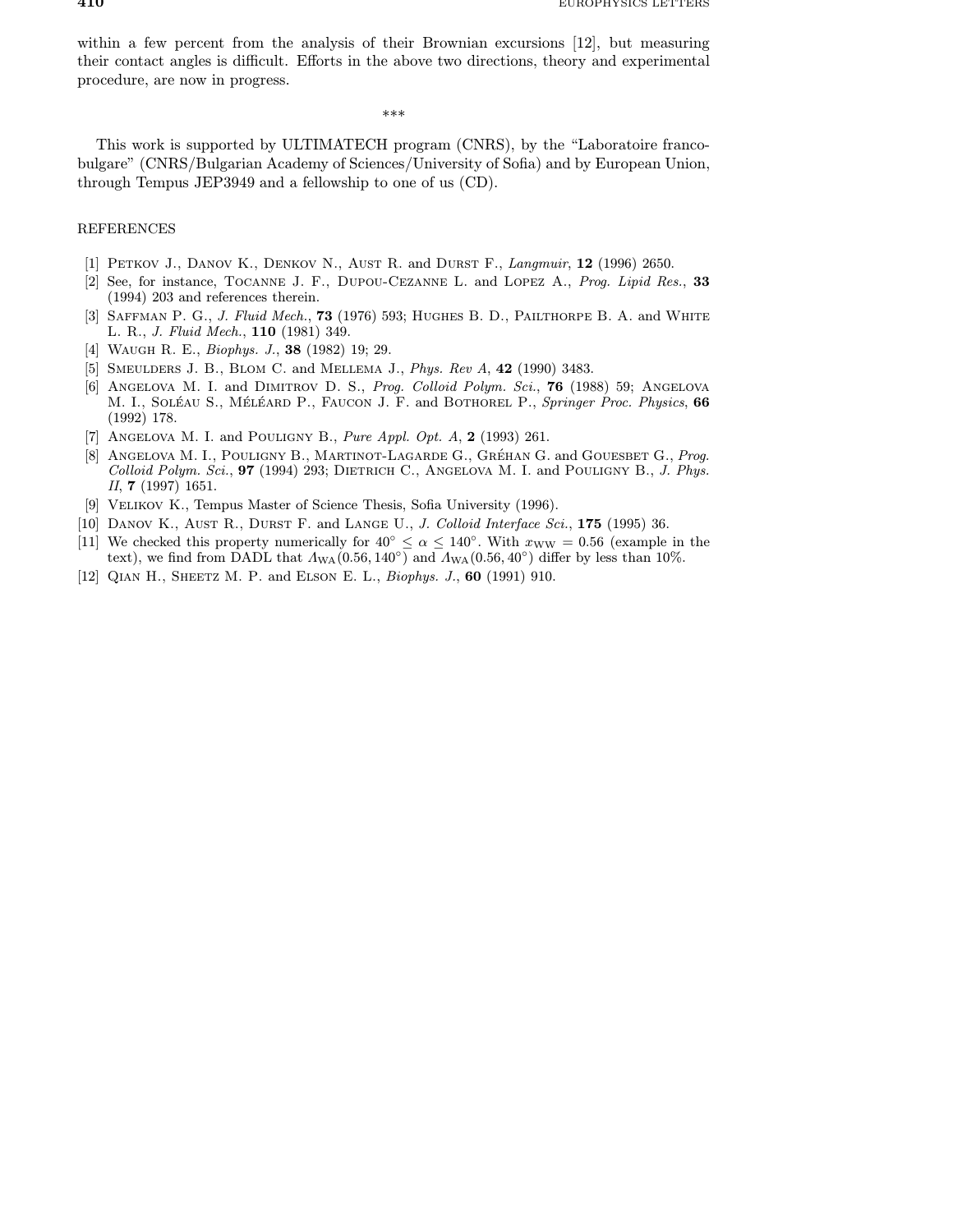within a few percent from the analysis of their Brownian excursions [12], but measuring their contact angles is difficult. Efforts in the above two directions, theory and experimental procedure, are now in progress.

\*\*\*

This work is supported by ULTIMATECH program (CNRS), by the "Laboratoire franco-bulgare" (CNRS/Bulgarian Academy of Sciences/University of Sofia) and by European Union, through Tempus JEP3949 and a fellowship to one of us (CD).

## REFERENCES

[1] Petkov J., Danov K., Denkov N., Aust R. and Durst F., *Langmuir*, **12** (1996) 2650.

[2] See, for instance, Tocanne J. F., Dupou-Cezanne L. and Lopez A., *Prog. Lipid Res.*, **33** (1994) 203 and references therein.

[3] Saffman P. G., *J. Fluid Mech.*, **73** (1976) 593; Hughes B. D., Pailthorpe B. A. and White L. R., *J. Fluid Mech.*, **110** (1981) 349.

[4] Waugh R. E., *Biophys. J.*, **38** (1982) 19; 29.

[5] Smeulders J. B., Blom C. and Mellema J., *Phys. Rev A*, **42** (1990) 3483.

[6] Angelova M. I. and Dimitrov D. S., *Prog. Colloid Polym. Sci.*, **76** (1988) 59; Angelova M. I., Soléau S., Méléard P., Faucon J. F. and Bothorel P., *Springer Proc. Physics*, **66** (1992) 178.

[7] Angelova M. I. and Pouligny B., *Pure Appl. Opt. A*, **2** (1993) 261.

[8] Angelova M. I., Pouligny B., Martinot-Lagarde G., Gréhan G. and Gouesbet G., *Prog. Colloid Polym. Sci.*, **97** (1994) 293; Dietrich C., Angelova M. I. and Pouligny B., *J. Phys. II*, **7** (1997) 1651.

[9] Velikov K., Tempus Master of Science Thesis, Sofia University (1996).

[10] Danov K., Aust R., Durst F. and Lange U., *J. Colloid Interface Sci.*, **175** (1995) 36.

[11] We checked this property numerically for $40^\circ \leq \alpha \leq 140^\circ$. With $x_{\mathrm{WW}} = 0.56$ (example in the text), we find from DADL that $\Lambda_{\mathrm{WA}}(0.56, 140^\circ)$ and $\Lambda_{\mathrm{WA}}(0.56, 40^\circ)$ differ by less than 10%.

[12] Qian H., Sheetz M. P. and Elson E. L., *Biophys. J.*, **60** (1991) 910.